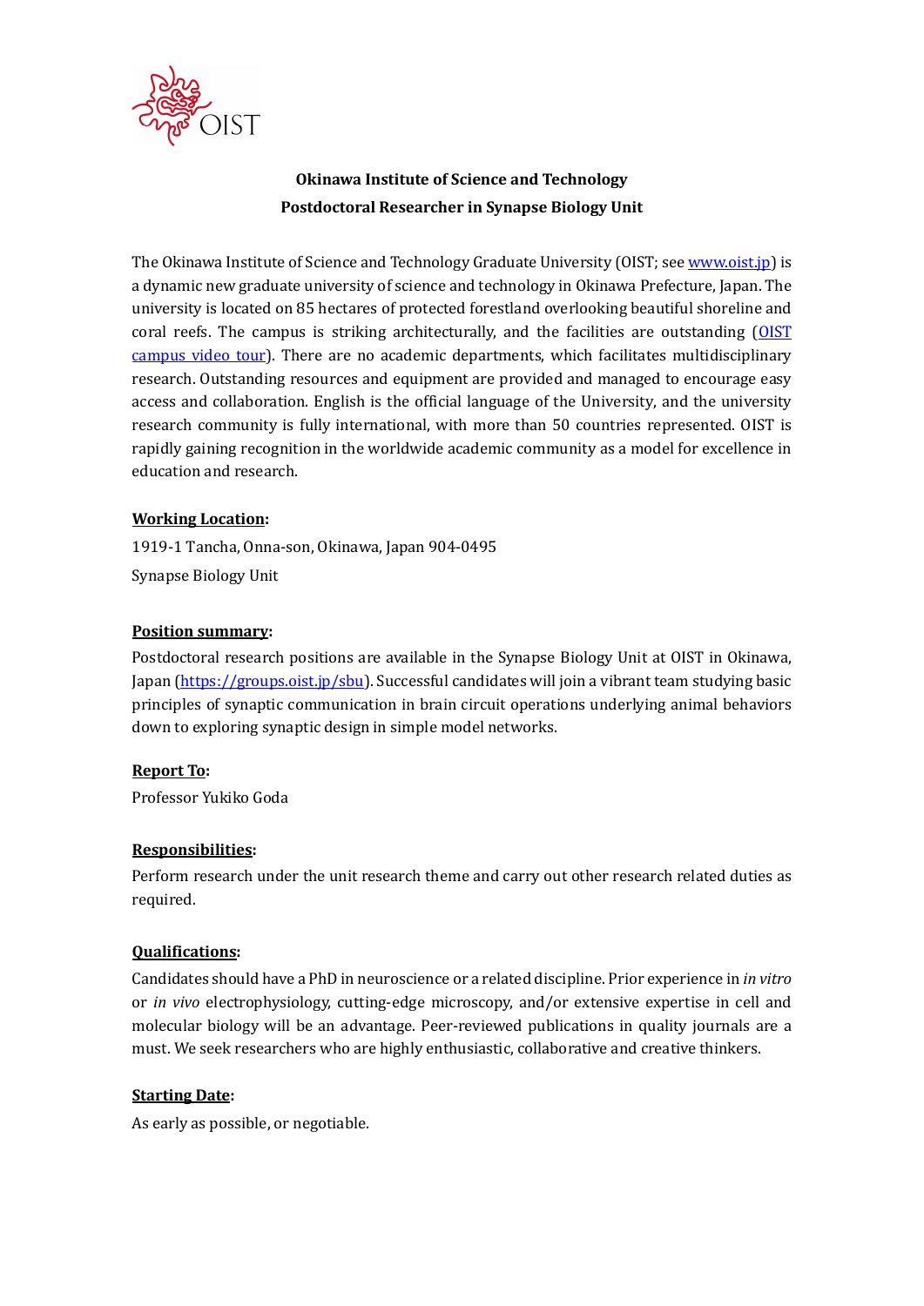**Okinawa Institute of Science and Technology**
**Postdoctoral Researcher in Synapse Biology Unit**

The Okinawa Institute of Science and Technology Graduate University (OIST; see [www.oist.jp](www.oist.jp)) is a dynamic new graduate university of science and technology in Okinawa Prefecture, Japan. The university is located on 85 hectares of protected forestland overlooking beautiful shoreline and coral reefs. The campus is striking architecturally, and the facilities are outstanding (OIST campus video tour). There are no academic departments, which facilitates multidisciplinary research. Outstanding resources and equipment are provided and managed to encourage easy access and collaboration. English is the official language of the University, and the university research community is fully international, with more than 50 countries represented. OIST is rapidly gaining recognition in the worldwide academic community as a model for excellence in education and research.

**Working Location:**

1919-1 Tancha, Onna-son, Okinawa, Japan 904-0495

Synapse Biology Unit

**Position summary:**

Postdoctoral research positions are available in the Synapse Biology Unit at OIST in Okinawa, Japan ([https://groups.oist.jp/sbu](https://groups.oist.jp/sbu)). Successful candidates will join a vibrant team studying basic principles of synaptic communication in brain circuit operations underlying animal behaviors down to exploring synaptic design in simple model networks.

**Report To:**

Professor Yukiko Goda

**Responsibilities:**

Perform research under the unit research theme and carry out other research related duties as required.

**Qualifications:**

Candidates should have a PhD in neuroscience or a related discipline. Prior experience in *in vitro* or *in vivo* electrophysiology, cutting-edge microscopy, and/or extensive expertise in cell and molecular biology will be an advantage. Peer-reviewed publications in quality journals are a must. We seek researchers who are highly enthusiastic, collaborative and creative thinkers.

**Starting Date:**

As early as possible, or negotiable.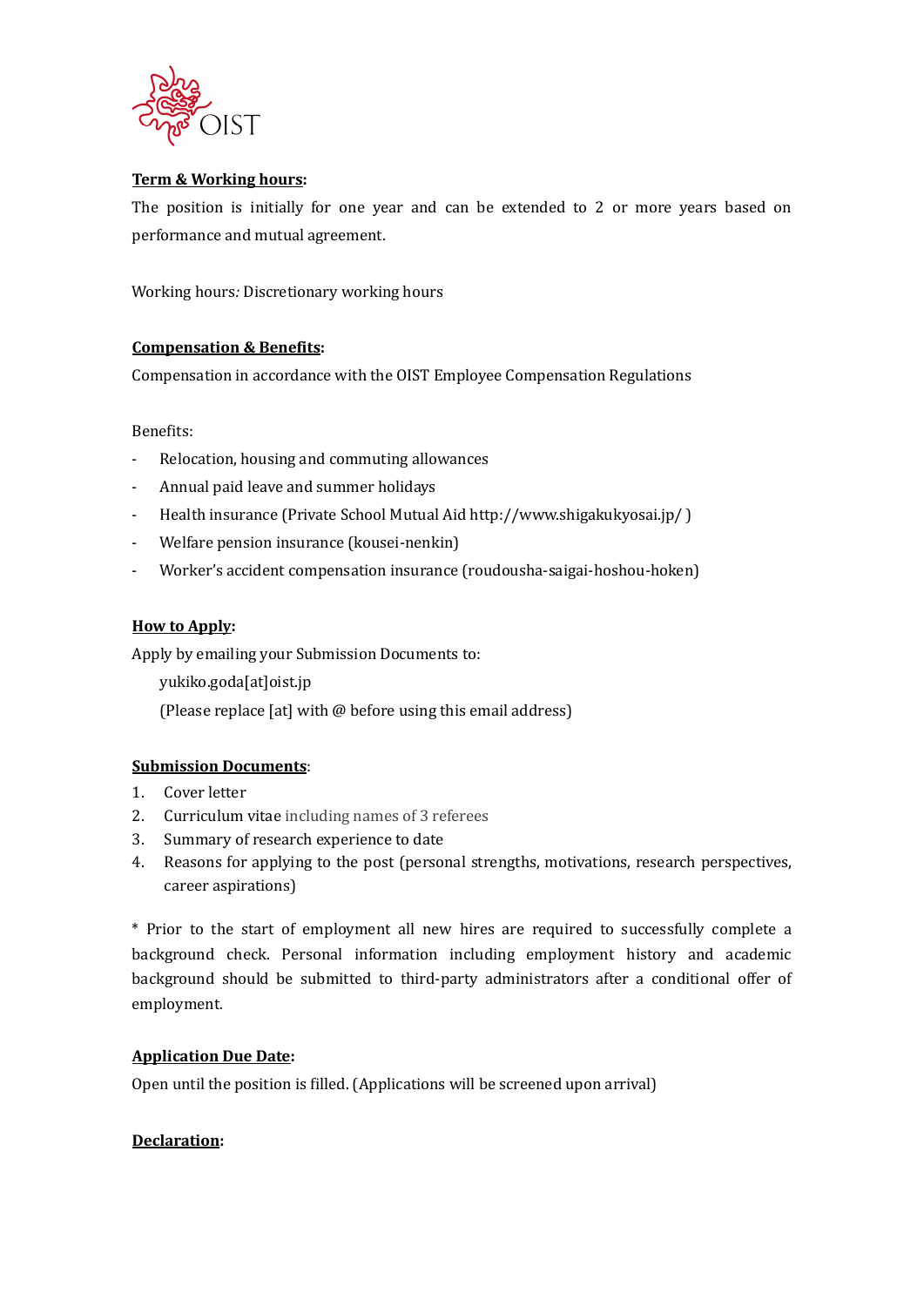**Term & Working hours:**

The position is initially for one year and can be extended to 2 or more years based on performance and mutual agreement.

Working hours*:* Discretionary working hours

**Compensation & Benefits:**

Compensation in accordance with the OIST Employee Compensation Regulations

Benefits:

- Relocation, housing and commuting allowances
- Annual paid leave and summer holidays
- Health insurance (Private School Mutual Aid http://www.shigakukyosai.jp/ )
- Welfare pension insurance (kousei-nenkin)
- Worker's accident compensation insurance (roudousha-saigai-hoshou-hoken)

**How to Apply:**

Apply by emailing your Submission Documents to:

yukiko.goda[at]oist.jp

(Please replace [at] with @ before using this email address)

**Submission Documents**:

1. Cover letter
2. Curriculum vitae including names of 3 referees
3. Summary of research experience to date
4. Reasons for applying to the post (personal strengths, motivations, research perspectives, career aspirations)

* Prior to the start of employment all new hires are required to successfully complete a background check. Personal information including employment history and academic background should be submitted to third-party administrators after a conditional offer of employment.

**Application Due Date:**

Open until the position is filled. (Applications will be screened upon arrival)

**Declaration:**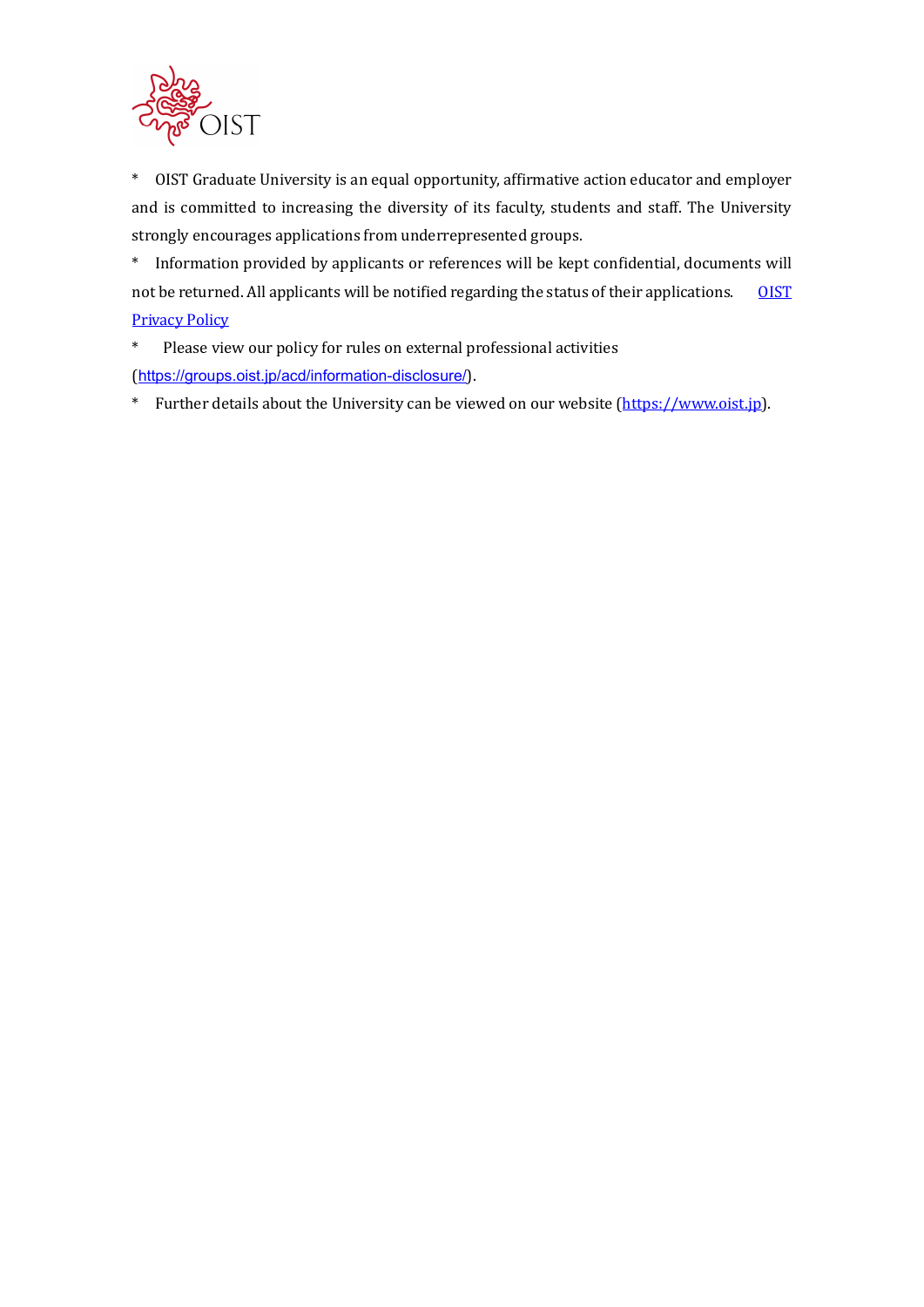\* OIST Graduate University is an equal opportunity, affirmative action educator and employer and is committed to increasing the diversity of its faculty, students and staff. The University strongly encourages applications from underrepresented groups.

\* Information provided by applicants or references will be kept confidential, documents will not be returned. All applicants will be notified regarding the status of their applications. [OIST Privacy Policy]()

\* Please view our policy for rules on external professional activities ([https://groups.oist.jp/acd/information-disclosure/](https://groups.oist.jp/acd/information-disclosure/)).

\* Further details about the University can be viewed on our website ([https://www.oist.jp](https://www.oist.jp)).